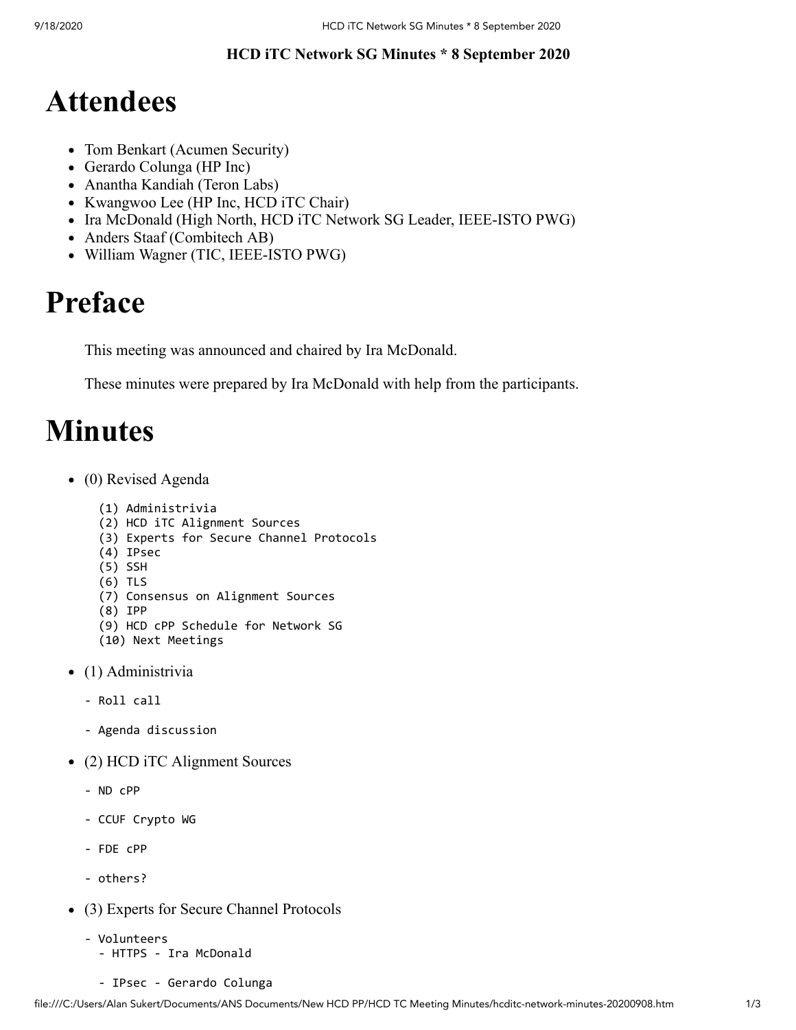**HCD iTC Network SG Minutes * 8 September 2020**

# Attendees

- Tom Benkart (Acumen Security)
- Gerardo Colunga (HP Inc)
- Anantha Kandiah (Teron Labs)
- Kwangwoo Lee (HP Inc, HCD iTC Chair)
- Ira McDonald (High North, HCD iTC Network SG Leader, IEEE-ISTO PWG)
- Anders Staaf (Combitech AB)
- William Wagner (TIC, IEEE-ISTO PWG)

# Preface

This meeting was announced and chaired by Ira McDonald.

These minutes were prepared by Ira McDonald with help from the participants.

# Minutes

- (0) Revised Agenda

```
(1) Administrivia
(2) HCD iTC Alignment Sources
(3) Experts for Secure Channel Protocols
(4) IPsec
(5) SSH
(6) TLS
(7) Consensus on Alignment Sources
(8) IPP
(9) HCD cPP Schedule for Network SG
(10) Next Meetings
```

- (1) Administrivia

```
- Roll call

- Agenda discussion
```

- (2) HCD iTC Alignment Sources

```
- ND cPP

- CCUF Crypto WG

- FDE cPP

- others?
```

- (3) Experts for Secure Channel Protocols

```
- Volunteers
  - HTTPS - Ira McDonald

  - IPsec - Gerardo Colunga
```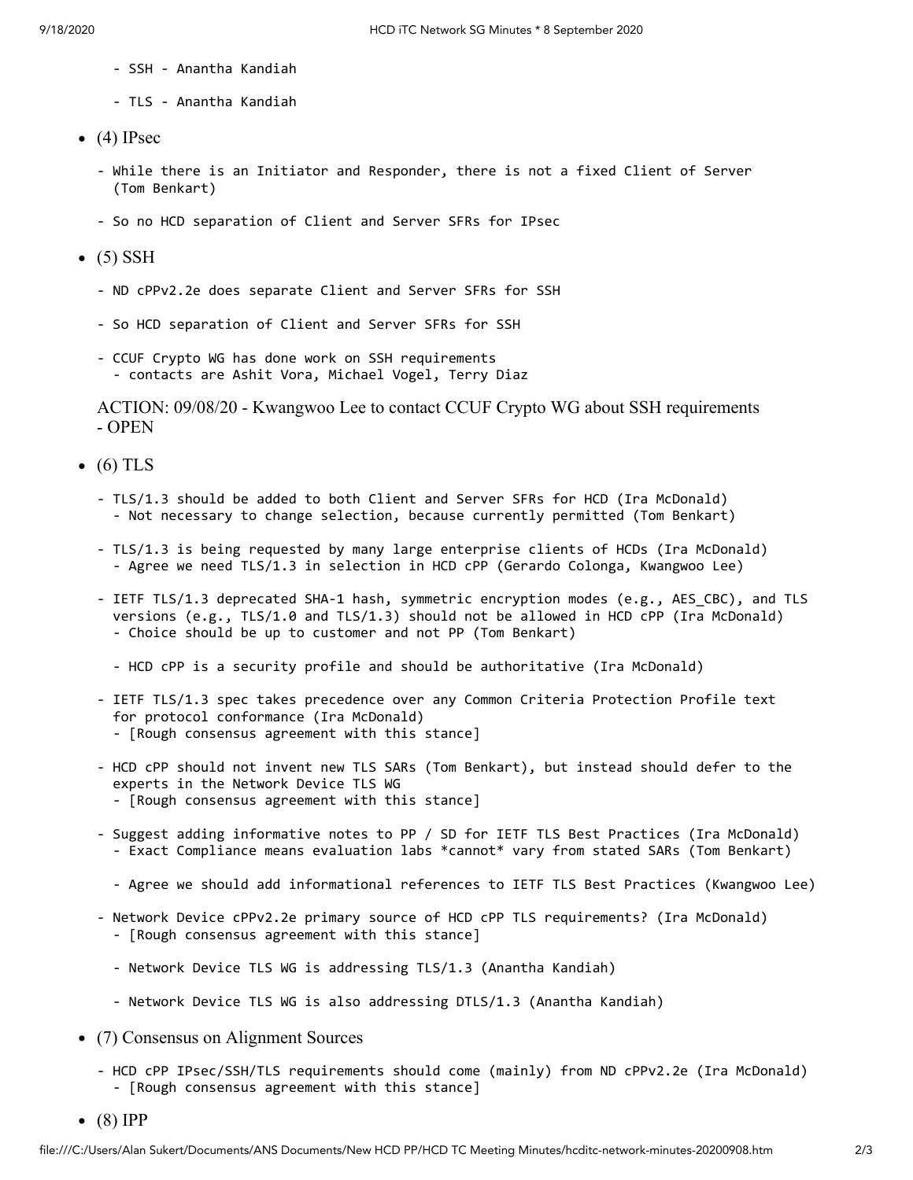- SSH - Anantha Kandiah

- TLS - Anantha Kandiah

- (4) IPsec

  - While there is an Initiator and Responder, there is not a fixed Client of Server (Tom Benkart)

  - So no HCD separation of Client and Server SFRs for IPsec

- (5) SSH

  - ND cPPv2.2e does separate Client and Server SFRs for SSH

  - So HCD separation of Client and Server SFRs for SSH

  - CCUF Crypto WG has done work on SSH requirements
    - contacts are Ashit Vora, Michael Vogel, Terry Diaz

  ACTION: 09/08/20 - Kwangwoo Lee to contact CCUF Crypto WG about SSH requirements - OPEN

- (6) TLS

  - TLS/1.3 should be added to both Client and Server SFRs for HCD (Ira McDonald)
    - Not necessary to change selection, because currently permitted (Tom Benkart)

  - TLS/1.3 is being requested by many large enterprise clients of HCDs (Ira McDonald)
    - Agree we need TLS/1.3 in selection in HCD cPP (Gerardo Colonga, Kwangwoo Lee)

  - IETF TLS/1.3 deprecated SHA-1 hash, symmetric encryption modes (e.g., AES_CBC), and TLS versions (e.g., TLS/1.0 and TLS/1.3) should not be allowed in HCD cPP (Ira McDonald)
    - Choice should be up to customer and not PP (Tom Benkart)

    - HCD cPP is a security profile and should be authoritative (Ira McDonald)

  - IETF TLS/1.3 spec takes precedence over any Common Criteria Protection Profile text for protocol conformance (Ira McDonald)
    - [Rough consensus agreement with this stance]

  - HCD cPP should not invent new TLS SARs (Tom Benkart), but instead should defer to the experts in the Network Device TLS WG
    - [Rough consensus agreement with this stance]

  - Suggest adding informative notes to PP / SD for IETF TLS Best Practices (Ira McDonald)
    - Exact Compliance means evaluation labs *cannot* vary from stated SARs (Tom Benkart)

    - Agree we should add informational references to IETF TLS Best Practices (Kwangwoo Lee)

  - Network Device cPPv2.2e primary source of HCD cPP TLS requirements? (Ira McDonald)
    - [Rough consensus agreement with this stance]

    - Network Device TLS WG is addressing TLS/1.3 (Anantha Kandiah)

    - Network Device TLS WG is also addressing DTLS/1.3 (Anantha Kandiah)

- (7) Consensus on Alignment Sources

  - HCD cPP IPsec/SSH/TLS requirements should come (mainly) from ND cPPv2.2e (Ira McDonald)
    - [Rough consensus agreement with this stance]

- (8) IPP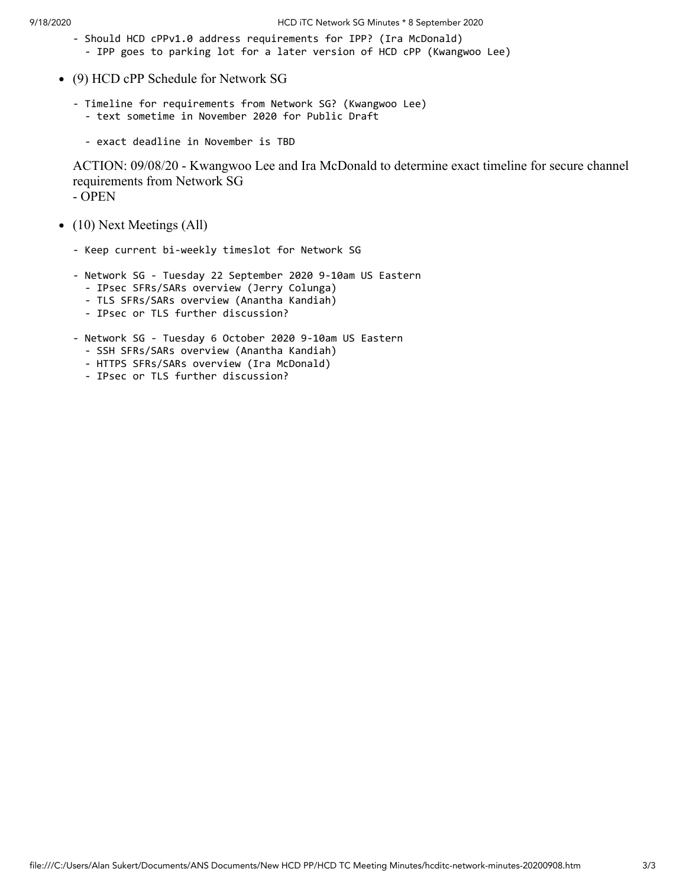- Should HCD cPPv1.0 address requirements for IPP? (Ira McDonald)
  - IPP goes to parking lot for a later version of HCD cPP (Kwangwoo Lee)

- (9) HCD cPP Schedule for Network SG

  - Timeline for requirements from Network SG? (Kwangwoo Lee)
    - text sometime in November 2020 for Public Draft

    - exact deadline in November is TBD

  ACTION: 09/08/20 - Kwangwoo Lee and Ira McDonald to determine exact timeline for secure channel requirements from Network SG
  - OPEN

- (10) Next Meetings (All)

  - Keep current bi-weekly timeslot for Network SG

  - Network SG - Tuesday 22 September 2020 9-10am US Eastern
    - IPsec SFRs/SARs overview (Jerry Colunga)
    - TLS SFRs/SARs overview (Anantha Kandiah)
    - IPsec or TLS further discussion?

  - Network SG - Tuesday 6 October 2020 9-10am US Eastern
    - SSH SFRs/SARs overview (Anantha Kandiah)
    - HTTPS SFRs/SARs overview (Ira McDonald)
    - IPsec or TLS further discussion?